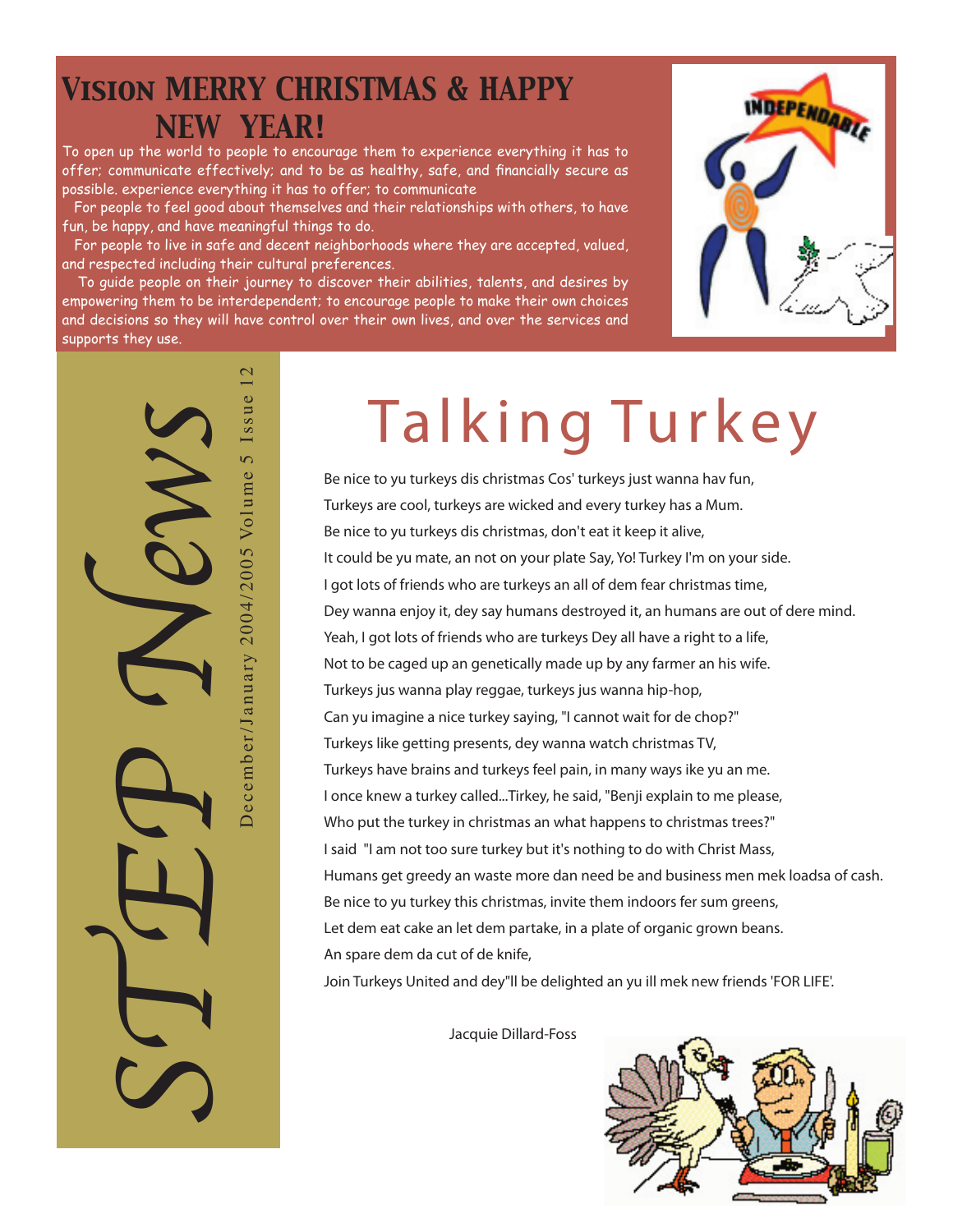# Vision MERRY CHRISTMAS & HAPPY NEW YEAR!

To open up the world to people to encourage them to experience everything it has to offer; communicate effectively; and to be as healthy, safe, and financially secure as possible. experience everything it has to offer; to communicate

For people to feel good about themselves and their relationships with others, to have fun, be happy, and have meaningful things to do.

For people to live in safe and decent neighborhoods where they are accepted, valued, and respected including their cultural preferences.

To guide people on their journey to discover their abilities, talents, and desires by empowering them to be interdependent; to encourage people to make their own choices and decisions so they will have control over their own lives, and over the services and supports they use.

INDEPENDABLE

# STEP News

December/January 2004/2005 Volume 5 Issue 12

# Talking Turkey

Be nice to yu turkeys dis christmas Cos' turkeys just wanna hav fun,
Turkeys are cool, turkeys are wicked and every turkey has a Mum.
Be nice to yu turkeys dis christmas, don't eat it keep it alive,
It could be yu mate, an not on your plate Say, Yo! Turkey I'm on your side.
I got lots of friends who are turkeys an all of dem fear christmas time,
Dey wanna enjoy it, dey say humans destroyed it, an humans are out of dere mind.
Yeah, I got lots of friends who are turkeys Dey all have a right to a life,
Not to be caged up an genetically made up by any farmer an his wife.
Turkeys jus wanna play reggae, turkeys jus wanna hip-hop,
Can yu imagine a nice turkey saying, "I cannot wait for de chop?"
Turkeys like getting presents, dey wanna watch christmas TV,
Turkeys have brains and turkeys feel pain, in many ways ike yu an me.
I once knew a turkey called...Tirkey, he said, "Benji explain to me please,
Who put the turkey in christmas an what happens to christmas trees?"
I said "I am not too sure turkey but it's nothing to do with Christ Mass,
Humans get greedy an waste more dan need be and business men mek loadsa of cash.
Be nice to yu turkey this christmas, invite them indoors fer sum greens,
Let dem eat cake an let dem partake, in a plate of organic grown beans.
An spare dem da cut of de knife,
Join Turkeys United and dey"ll be delighted an yu ill mek new friends 'FOR LIFE'.

Jacquie Dillard-Foss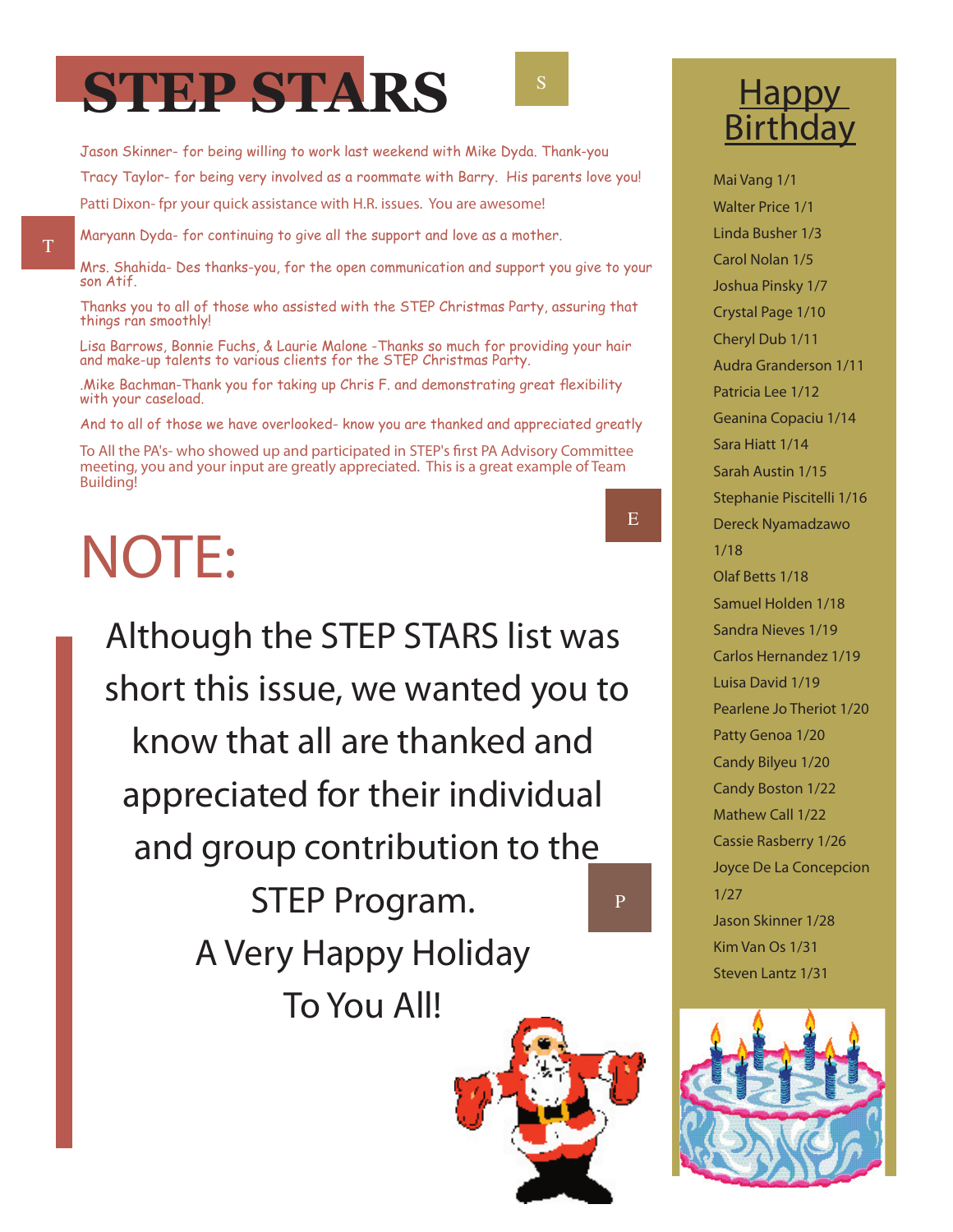# STEP STARS

Jason Skinner- for being willing to work last weekend with Mike Dyda. Thank-you

Tracy Taylor- for being very involved as a roommate with Barry. His parents love you!

Patti Dixon- fpr your quick assistance with H.R. issues. You are awesome!

Maryann Dyda- for continuing to give all the support and love as a mother.

Mrs. Shahida- Des thanks-you, for the open communication and support you give to your son Atif.

Thanks you to all of those who assisted with the STEP Christmas Party, assuring that things ran smoothly!

Lisa Barrows, Bonnie Fuchs, & Laurie Malone -Thanks so much for providing your hair and make-up talents to various clients for the STEP Christmas Party.

.Mike Bachman-Thank you for taking up Chris F. and demonstrating great flexibility with your caseload.

And to all of those we have overlooked- know you are thanked and appreciated greatly

To All the PA's- who showed up and participated in STEP's first PA Advisory Committee meeting, you and your input are greatly appreciated. This is a great example of Team Building!

# NOTE:

Although the STEP STARS list was short this issue, we wanted you to know that all are thanked and appreciated for their individual and group contribution to the STEP Program.

A Very Happy Holiday
To You All!

## Happy Birthday

Mai Vang 1/1
Walter Price 1/1
Linda Busher 1/3
Carol Nolan 1/5
Joshua Pinsky 1/7
Crystal Page 1/10
Cheryl Dub 1/11
Audra Granderson 1/11
Patricia Lee 1/12
Geanina Copaciu 1/14
Sara Hiatt 1/14
Sarah Austin 1/15
Stephanie Piscitelli 1/16
Dereck Nyamadzawo 1/18
Olaf Betts 1/18
Samuel Holden 1/18
Sandra Nieves 1/19
Carlos Hernandez 1/19
Luisa David 1/19
Pearlene Jo Theriot 1/20
Patty Genoa 1/20
Candy Bilyeu 1/20
Candy Boston 1/22
Mathew Call 1/22
Cassie Rasberry 1/26
Joyce De La Concepcion 1/27
Jason Skinner 1/28
Kim Van Os 1/31
Steven Lantz 1/31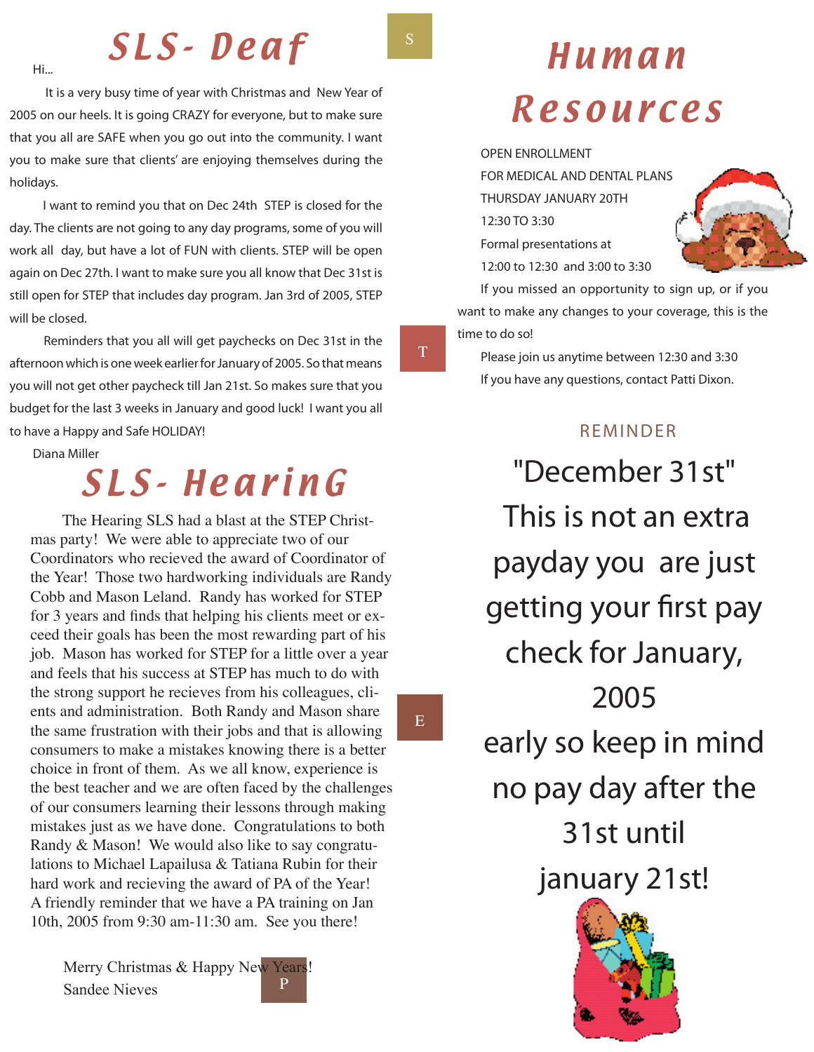# SLS- Deaf

Hi...

It is a very busy time of year with Christmas and New Year of 2005 on our heels. It is going CRAZY for everyone, but to make sure that you all are SAFE when you go out into the community. I want you to make sure that clients' are enjoying themselves during the holidays.

I want to remind you that on Dec 24th STEP is closed for the day. The clients are not going to any day programs, some of you will work all day, but have a lot of FUN with clients. STEP will be open again on Dec 27th. I want to make sure you all know that Dec 31st is still open for STEP that includes day program. Jan 3rd of 2005, STEP will be closed.

Reminders that you all will get paychecks on Dec 31st in the afternoon which is one week earlier for January of 2005. So that means you will not get other paycheck till Jan 21st. So makes sure that you budget for the last 3 weeks in January and good luck! I want you all to have a Happy and Safe HOLIDAY!

Diana Miller

# SLS- HearinG

The Hearing SLS had a blast at the STEP Christmas party! We were able to appreciate two of our Coordinators who recieved the award of Coordinator of the Year! Those two hardworking individuals are Randy Cobb and Mason Leland. Randy has worked for STEP for 3 years and finds that helping his clients meet or exceed their goals has been the most rewarding part of his job. Mason has worked for STEP for a little over a year and feels that his success at STEP has much to do with the strong support he recieves from his colleagues, clients and administration. Both Randy and Mason share the same frustration with their jobs and that is allowing consumers to make a mistakes knowing there is a better choice in front of them. As we all know, experience is the best teacher and we are often faced by the challenges of our consumers learning their lessons through making mistakes just as we have done. Congratulations to both Randy & Mason! We would also like to say congratulations to Michael Lapailusa & Tatiana Rubin for their hard work and recieving the award of PA of the Year! A friendly reminder that we have a PA training on Jan 10th, 2005 from 9:30 am-11:30 am. See you there!

Merry Christmas & Happy New Years!
Sandee Nieves

# Human Resources

OPEN ENROLLMENT
FOR MEDICAL AND DENTAL PLANS
THURSDAY JANUARY 20TH
12:30 TO 3:30
Formal presentations at
12:00 to 12:30 and 3:00 to 3:30

If you missed an opportunity to sign up, or if you want to make any changes to your coverage, this is the time to do so!

Please join us anytime between 12:30 and 3:30
If you have any questions, contact Patti Dixon.

## REMINDER

"December 31st"
This is not an extra payday you are just getting your first pay check for January, 2005
early so keep in mind no pay day after the 31st until january 21st!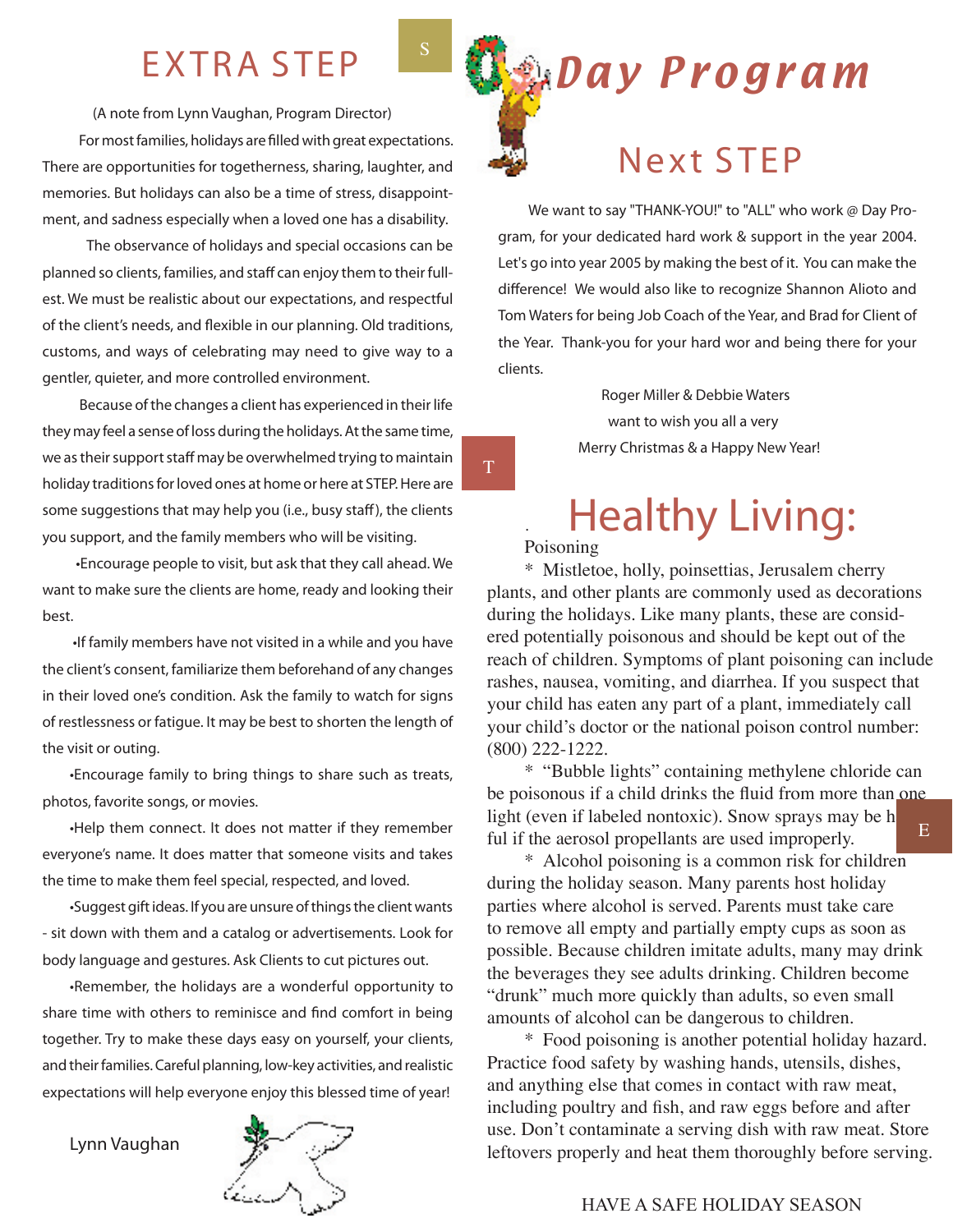# EXTRA STEP

(A note from Lynn Vaughan, Program Director)

For most families, holidays are filled with great expectations. There are opportunities for togetherness, sharing, laughter, and memories. But holidays can also be a time of stress, disappointment, and sadness especially when a loved one has a disability.

The observance of holidays and special occasions can be planned so clients, families, and staff can enjoy them to their fullest. We must be realistic about our expectations, and respectful of the client's needs, and flexible in our planning. Old traditions, customs, and ways of celebrating may need to give way to a gentler, quieter, and more controlled environment.

Because of the changes a client has experienced in their life they may feel a sense of loss during the holidays. At the same time, we as their support staff may be overwhelmed trying to maintain holiday traditions for loved ones at home or here at STEP. Here are some suggestions that may help you (i.e., busy staff), the clients you support, and the family members who will be visiting.

•Encourage people to visit, but ask that they call ahead. We want to make sure the clients are home, ready and looking their best.

•If family members have not visited in a while and you have the client's consent, familiarize them beforehand of any changes in their loved one's condition. Ask the family to watch for signs of restlessness or fatigue. It may be best to shorten the length of the visit or outing.

•Encourage family to bring things to share such as treats, photos, favorite songs, or movies.

•Help them connect. It does not matter if they remember everyone's name. It does matter that someone visits and takes the time to make them feel special, respected, and loved.

•Suggest gift ideas. If you are unsure of things the client wants - sit down with them and a catalog or advertisements. Look for body language and gestures. Ask Clients to cut pictures out.

•Remember, the holidays are a wonderful opportunity to share time with others to reminisce and find comfort in being together. Try to make these days easy on yourself, your clients, and their families. Careful planning, low-key activities, and realistic expectations will help everyone enjoy this blessed time of year!

Lynn Vaughan

# Day Program

## Next STEP

We want to say "THANK-YOU!" to "ALL" who work @ Day Program, for your dedicated hard work & support in the year 2004. Let's go into year 2005 by making the best of it. You can make the difference! We would also like to recognize Shannon Alioto and Tom Waters for being Job Coach of the Year, and Brad for Client of the Year. Thank-you for your hard wor and being there for your clients.

Roger Miller & Debbie Waters
want to wish you all a very
Merry Christmas & a Happy New Year!

# Healthy Living:

Poisoning

\* Mistletoe, holly, poinsettias, Jerusalem cherry plants, and other plants are commonly used as decorations during the holidays. Like many plants, these are considered potentially poisonous and should be kept out of the reach of children. Symptoms of plant poisoning can include rashes, nausea, vomiting, and diarrhea. If you suspect that your child has eaten any part of a plant, immediately call your child's doctor or the national poison control number: (800) 222-1222.

\* "Bubble lights" containing methylene chloride can be poisonous if a child drinks the fluid from more than one light (even if labeled nontoxic). Snow sprays may be harmful if the aerosol propellants are used improperly.

\* Alcohol poisoning is a common risk for children during the holiday season. Many parents host holiday parties where alcohol is served. Parents must take care to remove all empty and partially empty cups as soon as possible. Because children imitate adults, many may drink the beverages they see adults drinking. Children become "drunk" much more quickly than adults, so even small amounts of alcohol can be dangerous to children.

\* Food poisoning is another potential holiday hazard. Practice food safety by washing hands, utensils, dishes, and anything else that comes in contact with raw meat, including poultry and fish, and raw eggs before and after use. Don't contaminate a serving dish with raw meat. Store leftovers properly and heat them thoroughly before serving.

HAVE A SAFE HOLIDAY SEASON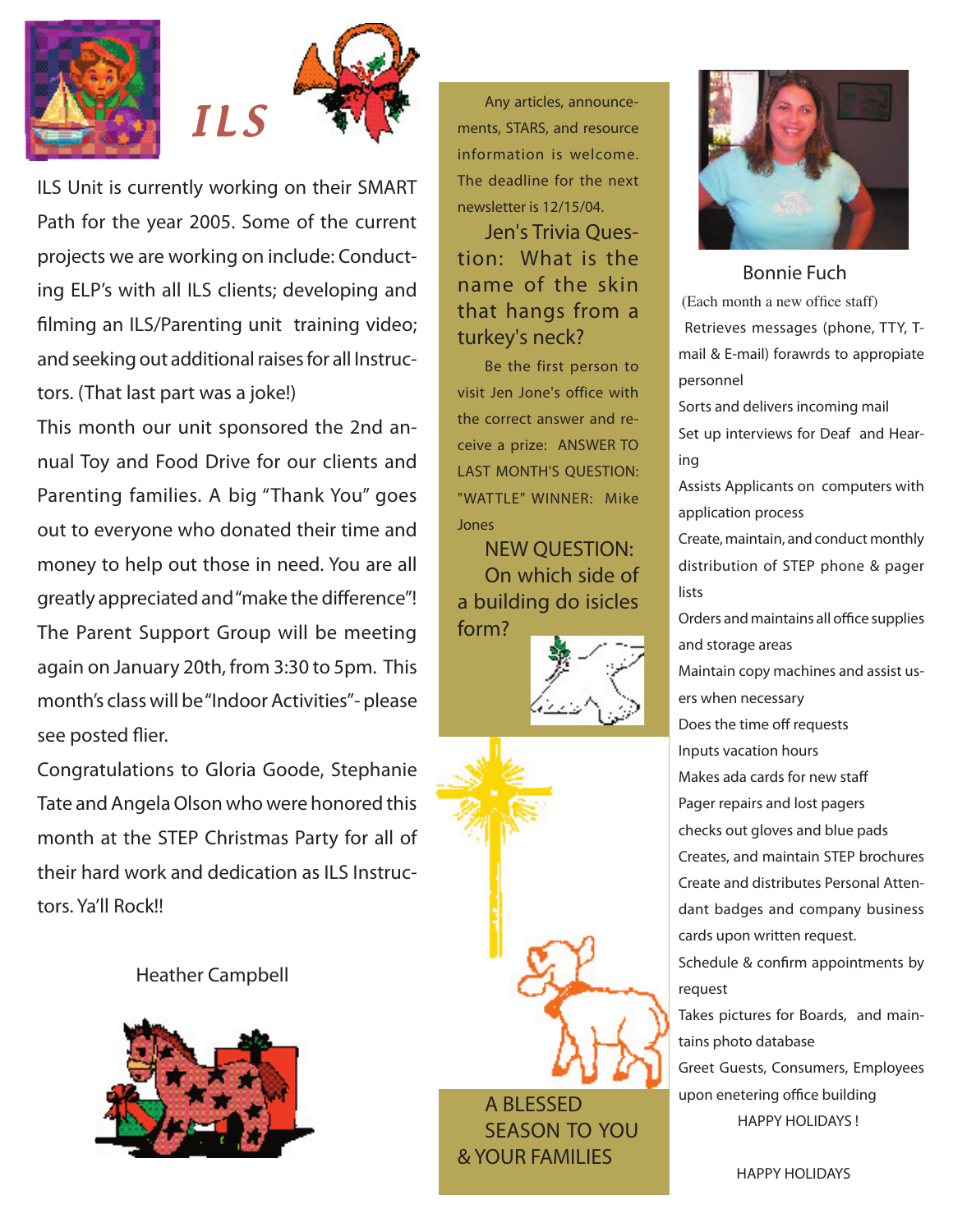# ILS

ILS Unit is currently working on their SMART Path for the year 2005. Some of the current projects we are working on include: Conducting ELP's with all ILS clients; developing and filming an ILS/Parenting unit training video; and seeking out additional raises for all Instructors. (That last part was a joke!)

This month our unit sponsored the 2nd annual Toy and Food Drive for our clients and Parenting families. A big "Thank You" goes out to everyone who donated their time and money to help out those in need. You are all greatly appreciated and "make the difference"!

The Parent Support Group will be meeting again on January 20th, from 3:30 to 5pm. This month's class will be "Indoor Activities"- please see posted flier.

Congratulations to Gloria Goode, Stephanie Tate and Angela Olson who were honored this month at the STEP Christmas Party for all of their hard work and dedication as ILS Instructors. Ya'll Rock!!

Heather Campbell

Any articles, announcements, STARS, and resource information is welcome. The deadline for the next newsletter is 12/15/04.

Jen's Trivia Question: What is the name of the skin that hangs from a turkey's neck?

Be the first person to visit Jen Jone's office with the correct answer and receive a prize: ANSWER TO LAST MONTH'S QUESTION: "WATTLE" WINNER: Mike Jones

NEW QUESTION: On which side of a building do isicles form?

A BLESSED SEASON TO YOU & YOUR FAMILIES

Bonnie Fuch

(Each month a new office staff)

Retrieves messages (phone, TTY, T-mail & E-mail) forawrds to appropiate personnel

Sorts and delivers incoming mail

Set up interviews for Deaf and Hearing

Assists Applicants on computers with application process

Create, maintain, and conduct monthly distribution of STEP phone & pager lists

Orders and maintains all office supplies and storage areas

Maintain copy machines and assist users when necessary

Does the time off requests

Inputs vacation hours

Makes ada cards for new staff

Pager repairs and lost pagers

checks out gloves and blue pads

Creates, and maintain STEP brochures

Create and distributes Personal Attendant badges and company business cards upon written request.

Schedule & confirm appointments by request

Takes pictures for Boards, and maintains photo database

Greet Guests, Consumers, Employees upon enetering office building

HAPPY HOLIDAYS !

HAPPY HOLIDAYS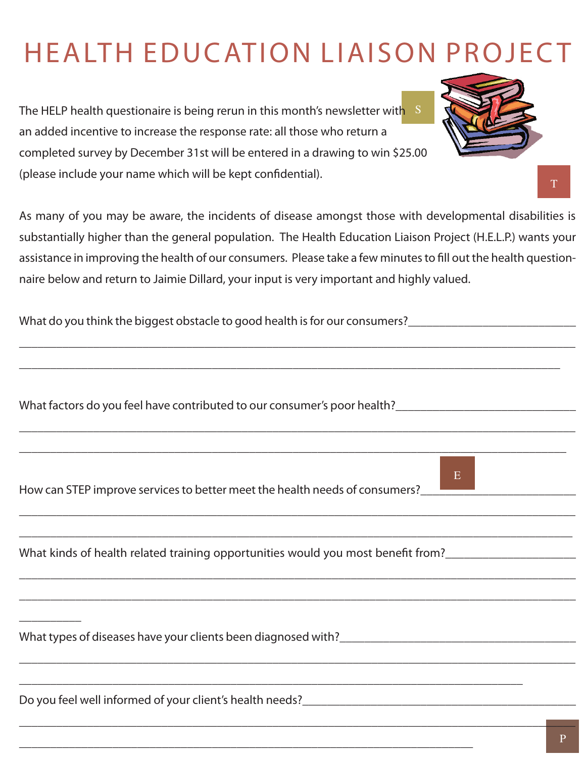# HEALTH EDUCATION LIAISON PROJECT

The HELP health questionaire is being rerun in this month's newsletter with an added incentive to increase the response rate: all those who return a completed survey by December 31st will be entered in a drawing to win $25.00 (please include your name which will be kept confidential).

As many of you may be aware, the incidents of disease amongst those with developmental disabilities is substantially higher than the general population. The Health Education Liaison Project (H.E.L.P.) wants your assistance in improving the health of our consumers. Please take a few minutes to fill out the health questionnaire below and return to Jaimie Dillard, your input is very important and highly valued.

What do you think the biggest obstacle to good health is for our consumers?______________________________

______________________________________________________________________________________________

____________________________________________________________________________________________

What factors do you feel have contributed to our consumer's poor health?________________________________

______________________________________________________________________________________________

_____________________________________________________________________________________________

How can STEP improve services to better meet the health needs of consumers?___________________________

______________________________________________________________________________________________

_____________________________________________________________________________________________

What kinds of health related training opportunities would you most benefit from?_______________________

______________________________________________________________________________________________

______________________________________________________________________________________________

__________

What types of diseases have your clients been diagnosed with?_____________________________________________

______________________________________________________________________________________________

___________________________________________________________________________________

Do you feel well informed of your client's health needs?_______________________________________________

______________________________________________________________________________________________

____________________________________________________________________________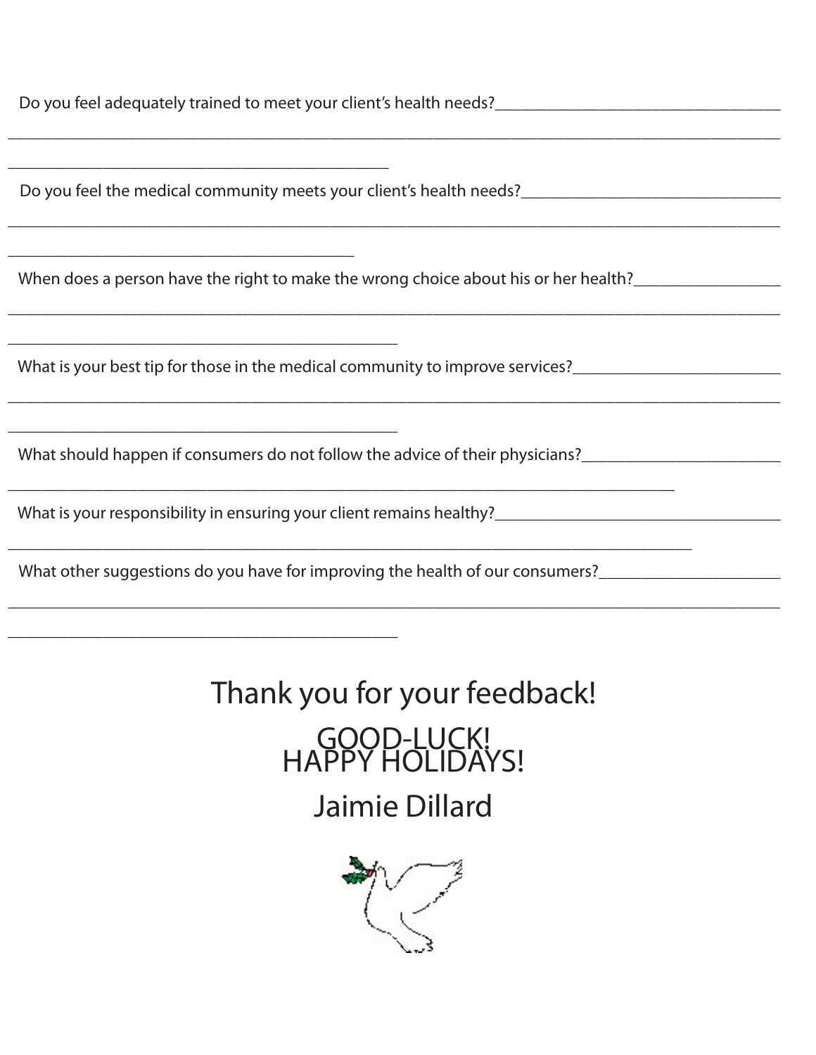Do you feel adequately trained to meet your client's health needs?___________________________________

_______________________________________________________________________________________________

_____________________________________________

Do you feel the medical community meets your client's health needs?________________________________

_______________________________________________________________________________________________

_________________________________________

When does a person have the right to make the wrong choice about his or her health?_________________

_______________________________________________________________________________________________

______________________________________________

What is your best tip for those in the medical community to improve services?_________________________

_______________________________________________________________________________________________

______________________________________________

What should happen if consumers do not follow the advice of their physicians?________________________

_______________________________________________________________________________

What is your responsibility in ensuring your client remains healthy?__________________________________

_________________________________________________________________________________

What other suggestions do you have for improving the health of our consumers?______________________

_______________________________________________________________________________________________

______________________________________________

Thank you for your feedback!

GOOD-LUCK!

HAPPY HOLIDAYS!

Jaimie Dillard